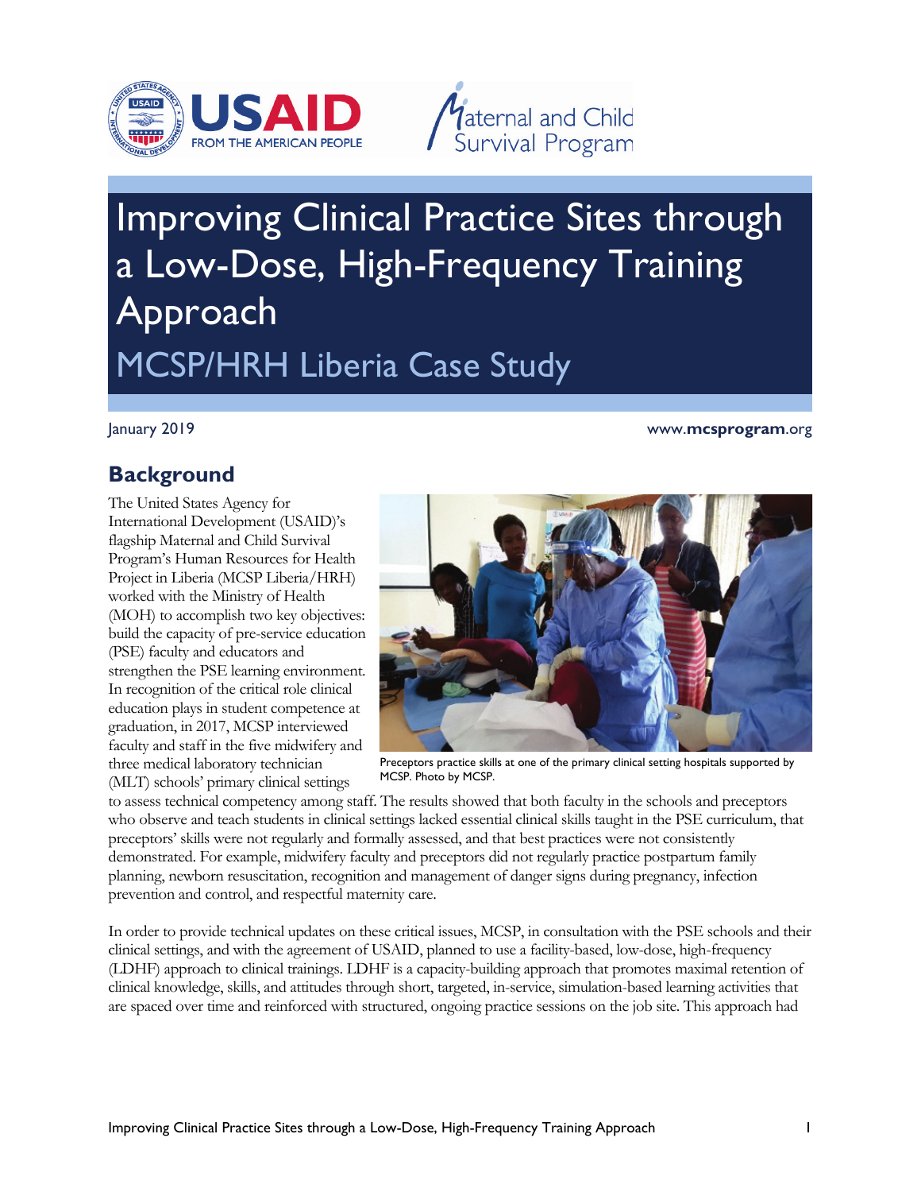# Improving Clinical Practice Sites through a Low-Dose, High-Frequency Training Approach

## MCSP/HRH Liberia Case Study

January 2019

www.mcsprogram.org

## Background

The United States Agency for International Development (USAID)'s flagship Maternal and Child Survival Program's Human Resources for Health Project in Liberia (MCSP Liberia/HRH) worked with the Ministry of Health (MOH) to accomplish two key objectives: build the capacity of pre-service education (PSE) faculty and educators and strengthen the PSE learning environment. In recognition of the critical role clinical education plays in student competence at graduation, in 2017, MCSP interviewed faculty and staff in the five midwifery and three medical laboratory technician (MLT) schools' primary clinical settings to assess technical competency among staff. The results showed that both faculty in the schools and preceptors who observe and teach students in clinical settings lacked essential clinical skills taught in the PSE curriculum, that preceptors' skills were not regularly and formally assessed, and that best practices were not consistently demonstrated. For example, midwifery faculty and preceptors did not regularly practice postpartum family planning, newborn resuscitation, recognition and management of danger signs during pregnancy, infection prevention and control, and respectful maternity care.

Preceptors practice skills at one of the primary clinical setting hospitals supported by MCSP. Photo by MCSP.

In order to provide technical updates on these critical issues, MCSP, in consultation with the PSE schools and their clinical settings, and with the agreement of USAID, planned to use a facility-based, low-dose, high-frequency (LDHF) approach to clinical trainings. LDHF is a capacity-building approach that promotes maximal retention of clinical knowledge, skills, and attitudes through short, targeted, in-service, simulation-based learning activities that are spaced over time and reinforced with structured, ongoing practice sessions on the job site. This approach had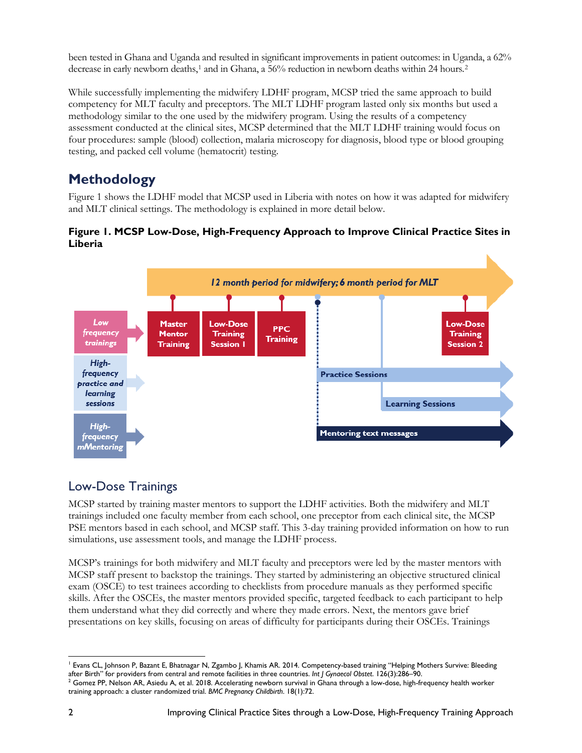been tested in Ghana and Uganda and resulted in significant improvements in patient outcomes: in Uganda, a 62% decrease in early newborn deaths,[1] and in Ghana, a 56% reduction in newborn deaths within 24 hours.[2]

While successfully implementing the midwifery LDHF program, MCSP tried the same approach to build competency for MLT faculty and preceptors. The MLT LDHF program lasted only six months but used a methodology similar to the one used by the midwifery program. Using the results of a competency assessment conducted at the clinical sites, MCSP determined that the MLT LDHF training would focus on four procedures: sample (blood) collection, malaria microscopy for diagnosis, blood type or blood grouping testing, and packed cell volume (hematocrit) testing.

## Methodology

Figure 1 shows the LDHF model that MCSP used in Liberia with notes on how it was adapted for midwifery and MLT clinical settings. The methodology is explained in more detail below.

**Figure 1. MCSP Low-Dose, High-Frequency Approach to Improve Clinical Practice Sites in Liberia**

*12 month period for midwifery; 6 month period for MLT*

- *Low frequency trainings*: Master Mentor Training → Low-Dose Training Session 1 → PPC Training → Low-Dose Training Session 2
- *High-frequency practice and learning sessions*: Practice Sessions; Learning Sessions
- *High-frequency mMentoring*: Mentoring text messages

### Low-Dose Trainings

MCSP started by training master mentors to support the LDHF activities. Both the midwifery and MLT trainings included one faculty member from each school, one preceptor from each clinical site, the MCSP PSE mentors based in each school, and MCSP staff. This 3-day training provided information on how to run simulations, use assessment tools, and manage the LDHF process.

MCSP's trainings for both midwifery and MLT faculty and preceptors were led by the master mentors with MCSP staff present to backstop the trainings. They started by administering an objective structured clinical exam (OSCE) to test trainees according to checklists from procedure manuals as they performed specific skills. After the OSCEs, the master mentors provided specific, targeted feedback to each participant to help them understand what they did correctly and where they made errors. Next, the mentors gave brief presentations on key skills, focusing on areas of difficulty for participants during their OSCEs. Trainings

---

[1] Evans CL, Johnson P, Bazant E, Bhatnagar N, Zgambo J, Khamis AR. 2014. Competency-based training "Helping Mothers Survive: Bleeding after Birth" for providers from central and remote facilities in three countries. *Int J Gynaecol Obstet.* 126(3):286–90.

[2] Gomez PP, Nelson AR, Asiedu A, et al. 2018. Accelerating newborn survival in Ghana through a low-dose, high-frequency health worker training approach: a cluster randomized trial. *BMC Pregnancy Childbirth.* 18(1):72.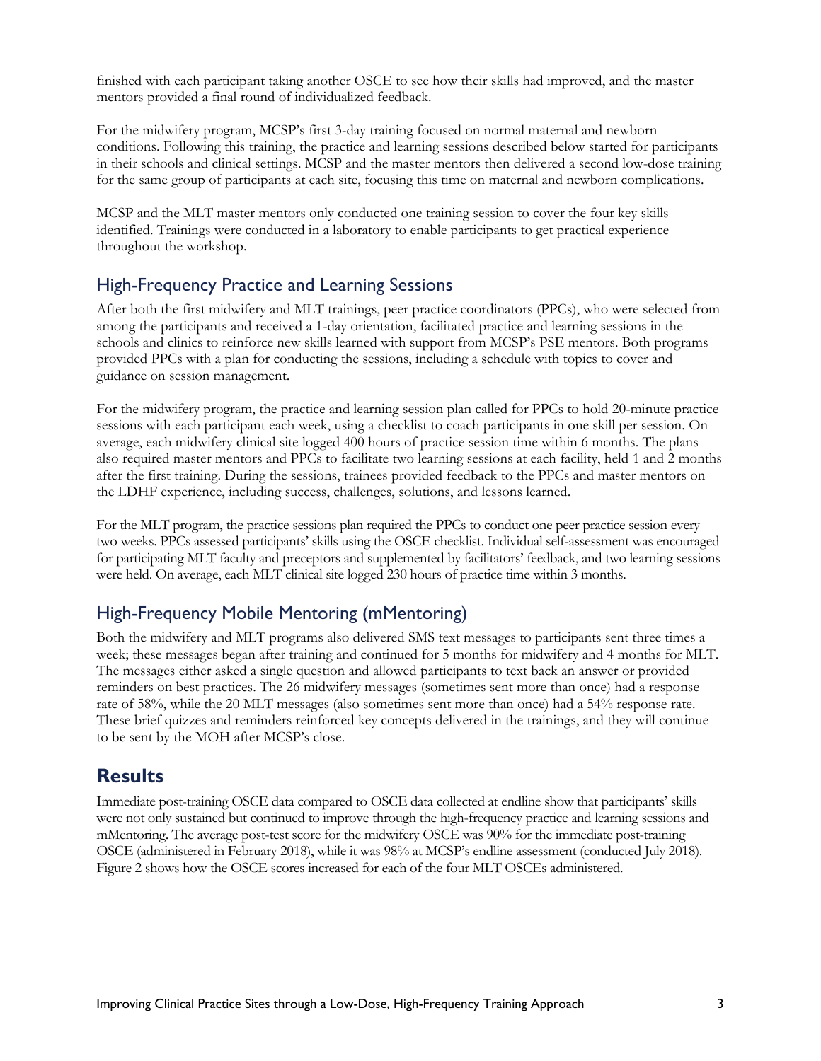finished with each participant taking another OSCE to see how their skills had improved, and the master mentors provided a final round of individualized feedback.

For the midwifery program, MCSP's first 3-day training focused on normal maternal and newborn conditions. Following this training, the practice and learning sessions described below started for participants in their schools and clinical settings. MCSP and the master mentors then delivered a second low-dose training for the same group of participants at each site, focusing this time on maternal and newborn complications.

MCSP and the MLT master mentors only conducted one training session to cover the four key skills identified. Trainings were conducted in a laboratory to enable participants to get practical experience throughout the workshop.

## High-Frequency Practice and Learning Sessions

After both the first midwifery and MLT trainings, peer practice coordinators (PPCs), who were selected from among the participants and received a 1-day orientation, facilitated practice and learning sessions in the schools and clinics to reinforce new skills learned with support from MCSP's PSE mentors. Both programs provided PPCs with a plan for conducting the sessions, including a schedule with topics to cover and guidance on session management.

For the midwifery program, the practice and learning session plan called for PPCs to hold 20-minute practice sessions with each participant each week, using a checklist to coach participants in one skill per session. On average, each midwifery clinical site logged 400 hours of practice session time within 6 months. The plans also required master mentors and PPCs to facilitate two learning sessions at each facility, held 1 and 2 months after the first training. During the sessions, trainees provided feedback to the PPCs and master mentors on the LDHF experience, including success, challenges, solutions, and lessons learned.

For the MLT program, the practice sessions plan required the PPCs to conduct one peer practice session every two weeks. PPCs assessed participants' skills using the OSCE checklist. Individual self-assessment was encouraged for participating MLT faculty and preceptors and supplemented by facilitators' feedback, and two learning sessions were held. On average, each MLT clinical site logged 230 hours of practice time within 3 months.

## High-Frequency Mobile Mentoring (mMentoring)

Both the midwifery and MLT programs also delivered SMS text messages to participants sent three times a week; these messages began after training and continued for 5 months for midwifery and 4 months for MLT. The messages either asked a single question and allowed participants to text back an answer or provided reminders on best practices. The 26 midwifery messages (sometimes sent more than once) had a response rate of 58%, while the 20 MLT messages (also sometimes sent more than once) had a 54% response rate. These brief quizzes and reminders reinforced key concepts delivered in the trainings, and they will continue to be sent by the MOH after MCSP's close.

# Results

Immediate post-training OSCE data compared to OSCE data collected at endline show that participants' skills were not only sustained but continued to improve through the high-frequency practice and learning sessions and mMentoring. The average post-test score for the midwifery OSCE was 90% for the immediate post-training OSCE (administered in February 2018), while it was 98% at MCSP's endline assessment (conducted July 2018). Figure 2 shows how the OSCE scores increased for each of the four MLT OSCEs administered.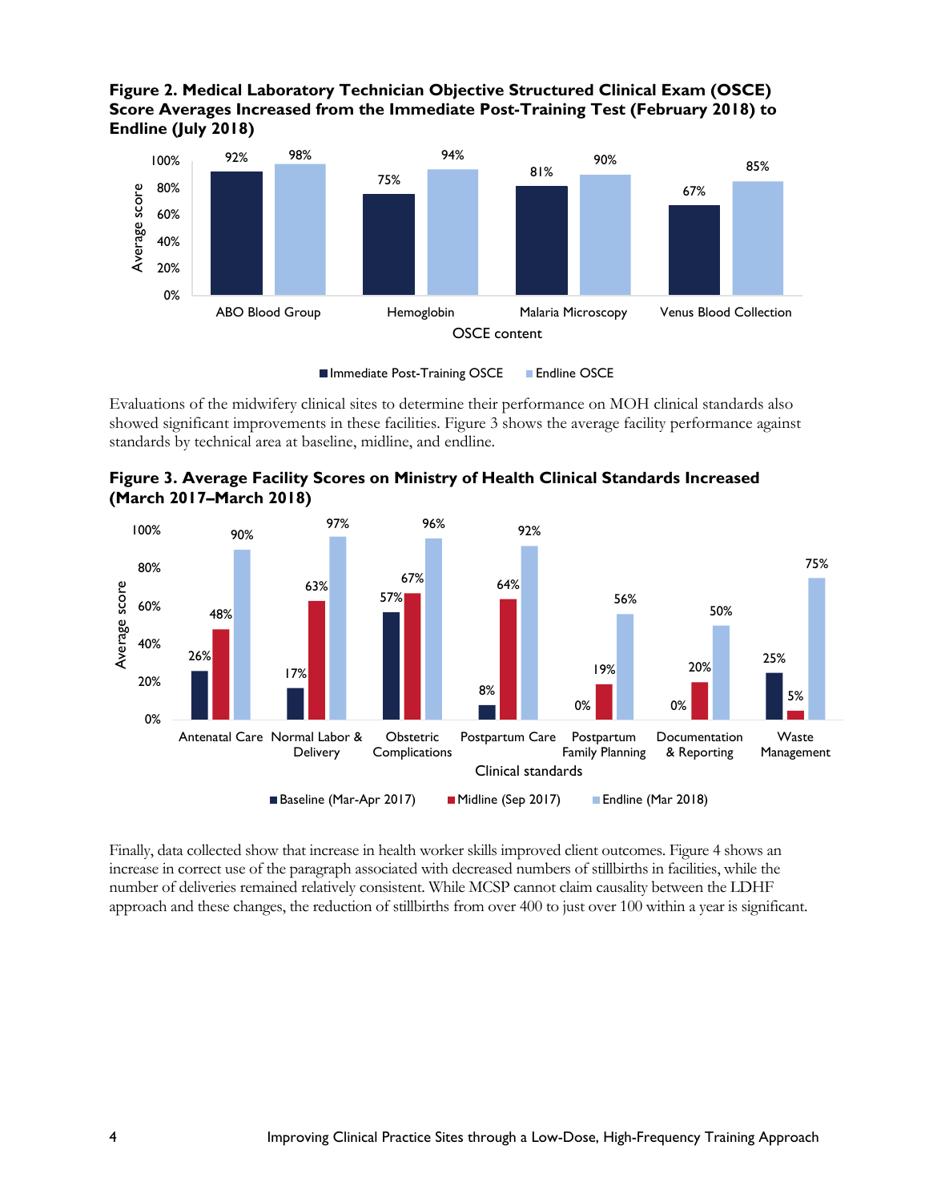**Figure 2. Medical Laboratory Technician Objective Structured Clinical Exam (OSCE) Score Averages Increased from the Immediate Post-Training Test (February 2018) to Endline (July 2018)**

| OSCE content | Immediate Post-Training OSCE | Endline OSCE |
|---|---|---|
| ABO Blood Group | 92% | 98% |
| Hemoglobin | 75% | 94% |
| Malaria Microscopy | 81% | 90% |
| Venus Blood Collection | 67% | 85% |

Evaluations of the midwifery clinical sites to determine their performance on MOH clinical standards also showed significant improvements in these facilities. Figure 3 shows the average facility performance against standards by technical area at baseline, midline, and endline.

**Figure 3. Average Facility Scores on Ministry of Health Clinical Standards Increased (March 2017–March 2018)**

| Clinical standards | Baseline (Mar-Apr 2017) | Midline (Sep 2017) | Endline (Mar 2018) |
|---|---|---|---|
| Antenatal Care | 26% | 48% | 90% |
| Normal Labor & Delivery | 17% | 63% | 97% |
| Obstetric Complications | 57% | 67% | 96% |
| Postpartum Care | 8% | 64% | 92% |
| Postpartum Family Planning | 0% | 19% | 56% |
| Documentation & Reporting | 0% | 20% | 50% |
| Waste Management | 25% | 5% | 75% |

Finally, data collected show that increase in health worker skills improved client outcomes. Figure 4 shows an increase in correct use of the paragraph associated with decreased numbers of stillbirths in facilities, while the number of deliveries remained relatively consistent. While MCSP cannot claim causality between the LDHF approach and these changes, the reduction of stillbirths from over 400 to just over 100 within a year is significant.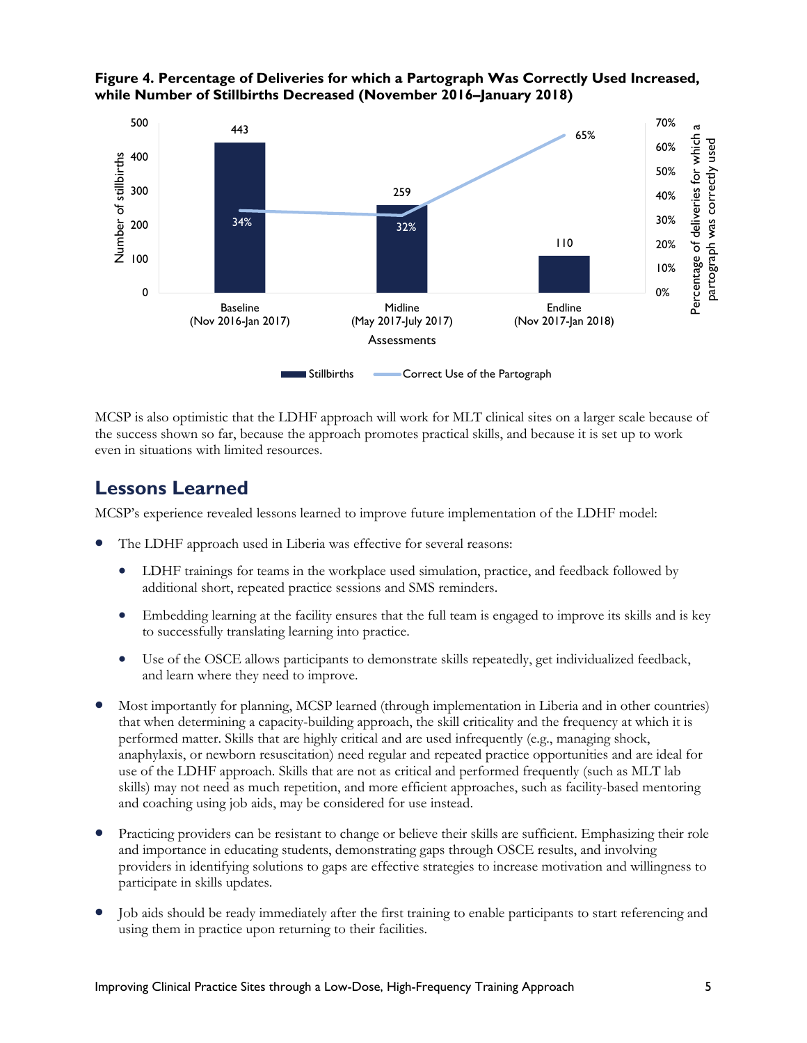**Figure 4. Percentage of Deliveries for which a Partograph Was Correctly Used Increased, while Number of Stillbirths Decreased (November 2016–January 2018)**

| Assessments | Stillbirths | Correct Use of the Partograph |
| --- | --- | --- |
| Baseline (Nov 2016-Jan 2017) | 443 | 34% |
| Midline (May 2017-July 2017) | 259 | 32% |
| Endline (Nov 2017-Jan 2018) | 110 | 65% |

MCSP is also optimistic that the LDHF approach will work for MLT clinical sites on a larger scale because of the success shown so far, because the approach promotes practical skills, and because it is set up to work even in situations with limited resources.

## Lessons Learned

MCSP's experience revealed lessons learned to improve future implementation of the LDHF model:

- The LDHF approach used in Liberia was effective for several reasons:
  - LDHF trainings for teams in the workplace used simulation, practice, and feedback followed by additional short, repeated practice sessions and SMS reminders.
  - Embedding learning at the facility ensures that the full team is engaged to improve its skills and is key to successfully translating learning into practice.
  - Use of the OSCE allows participants to demonstrate skills repeatedly, get individualized feedback, and learn where they need to improve.
- Most importantly for planning, MCSP learned (through implementation in Liberia and in other countries) that when determining a capacity-building approach, the skill criticality and the frequency at which it is performed matter. Skills that are highly critical and are used infrequently (e.g., managing shock, anaphylaxis, or newborn resuscitation) need regular and repeated practice opportunities and are ideal for use of the LDHF approach. Skills that are not as critical and performed frequently (such as MLT lab skills) may not need as much repetition, and more efficient approaches, such as facility-based mentoring and coaching using job aids, may be considered for use instead.
- Practicing providers can be resistant to change or believe their skills are sufficient. Emphasizing their role and importance in educating students, demonstrating gaps through OSCE results, and involving providers in identifying solutions to gaps are effective strategies to increase motivation and willingness to participate in skills updates.
- Job aids should be ready immediately after the first training to enable participants to start referencing and using them in practice upon returning to their facilities.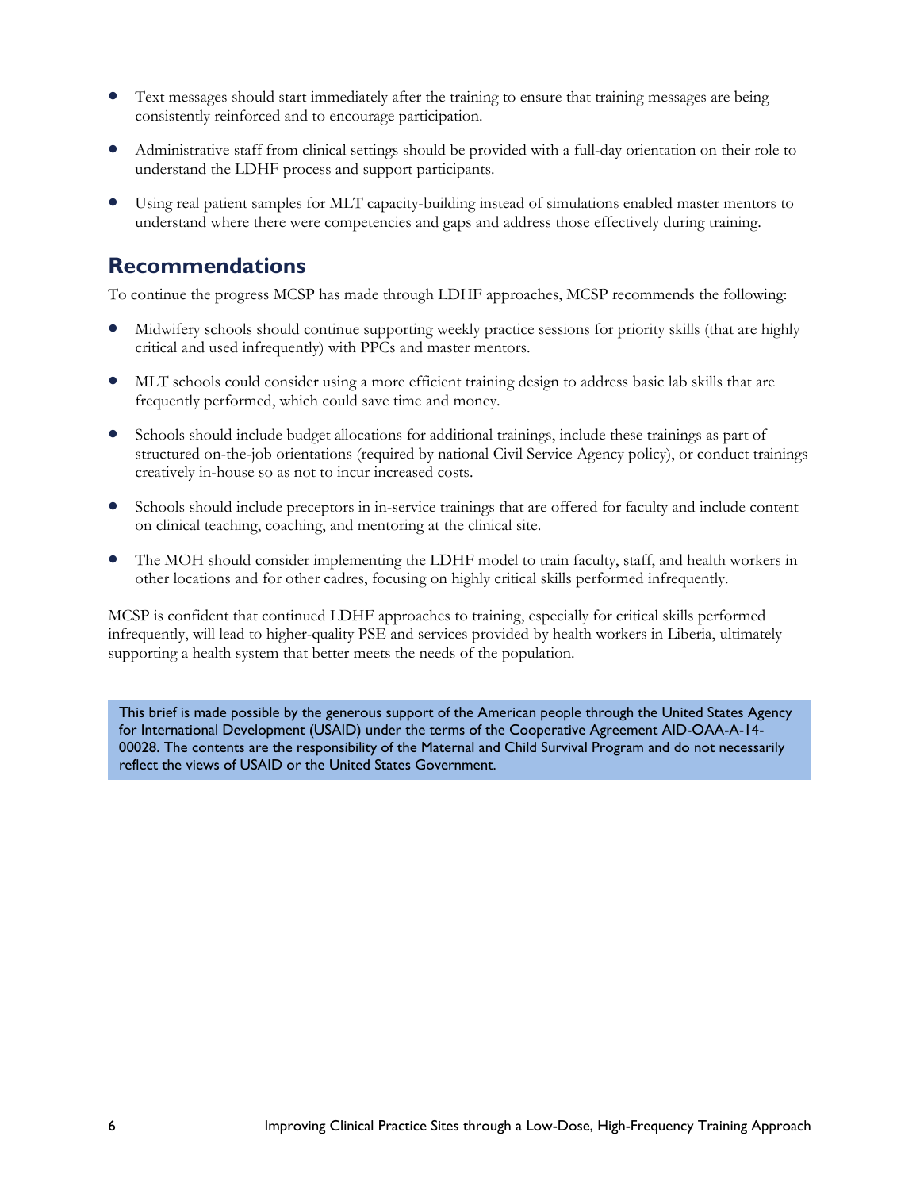- Text messages should start immediately after the training to ensure that training messages are being consistently reinforced and to encourage participation.
- Administrative staff from clinical settings should be provided with a full-day orientation on their role to understand the LDHF process and support participants.
- Using real patient samples for MLT capacity-building instead of simulations enabled master mentors to understand where there were competencies and gaps and address those effectively during training.

## Recommendations

To continue the progress MCSP has made through LDHF approaches, MCSP recommends the following:

- Midwifery schools should continue supporting weekly practice sessions for priority skills (that are highly critical and used infrequently) with PPCs and master mentors.
- MLT schools could consider using a more efficient training design to address basic lab skills that are frequently performed, which could save time and money.
- Schools should include budget allocations for additional trainings, include these trainings as part of structured on-the-job orientations (required by national Civil Service Agency policy), or conduct trainings creatively in-house so as not to incur increased costs.
- Schools should include preceptors in in-service trainings that are offered for faculty and include content on clinical teaching, coaching, and mentoring at the clinical site.
- The MOH should consider implementing the LDHF model to train faculty, staff, and health workers in other locations and for other cadres, focusing on highly critical skills performed infrequently.

MCSP is confident that continued LDHF approaches to training, especially for critical skills performed infrequently, will lead to higher-quality PSE and services provided by health workers in Liberia, ultimately supporting a health system that better meets the needs of the population.

This brief is made possible by the generous support of the American people through the United States Agency for International Development (USAID) under the terms of the Cooperative Agreement AID-OAA-A-14-00028. The contents are the responsibility of the Maternal and Child Survival Program and do not necessarily reflect the views of USAID or the United States Government.